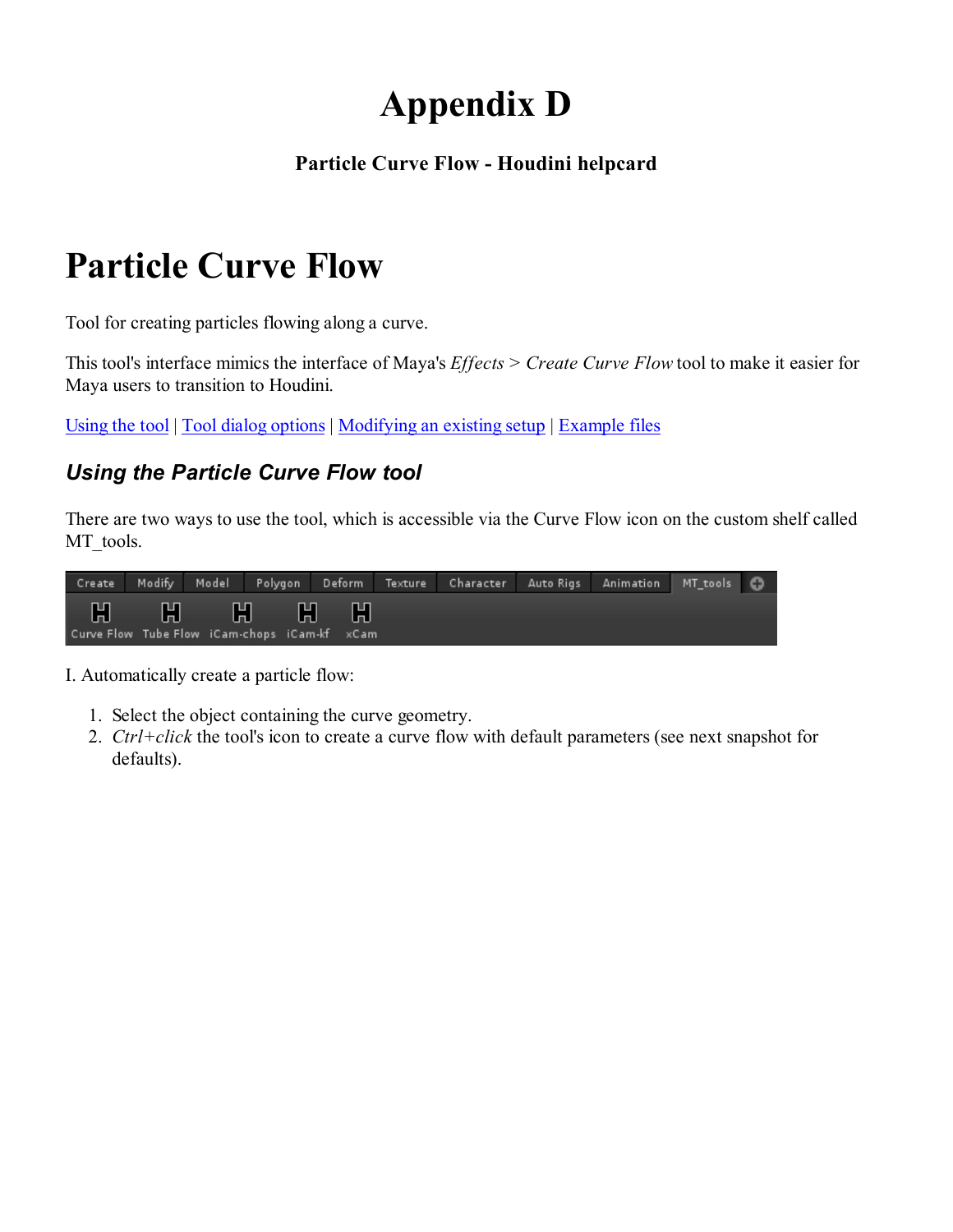# Appendix D

**Particle Curve Flow - Houdini helpcard**

# Particle Curve Flow

Tool for creating particles flowing along a curve.

This tool's interface mimics the interface of Maya's *Effects* > *Create Curve Flow* tool to make it easier for Maya users to transition to Houdini.

Using the tool | Tool dialog options | Modifying an existing setup | Example files

## *Using the Particle Curve Flow tool*

There are two ways to use the tool, which is accessible via the Curve Flow icon on the custom shelf called MT_tools.

I. Automatically create a particle flow:

1. Select the object containing the curve geometry.
2. *Ctrl+click* the tool's icon to create a curve flow with default parameters (see next snapshot for defaults).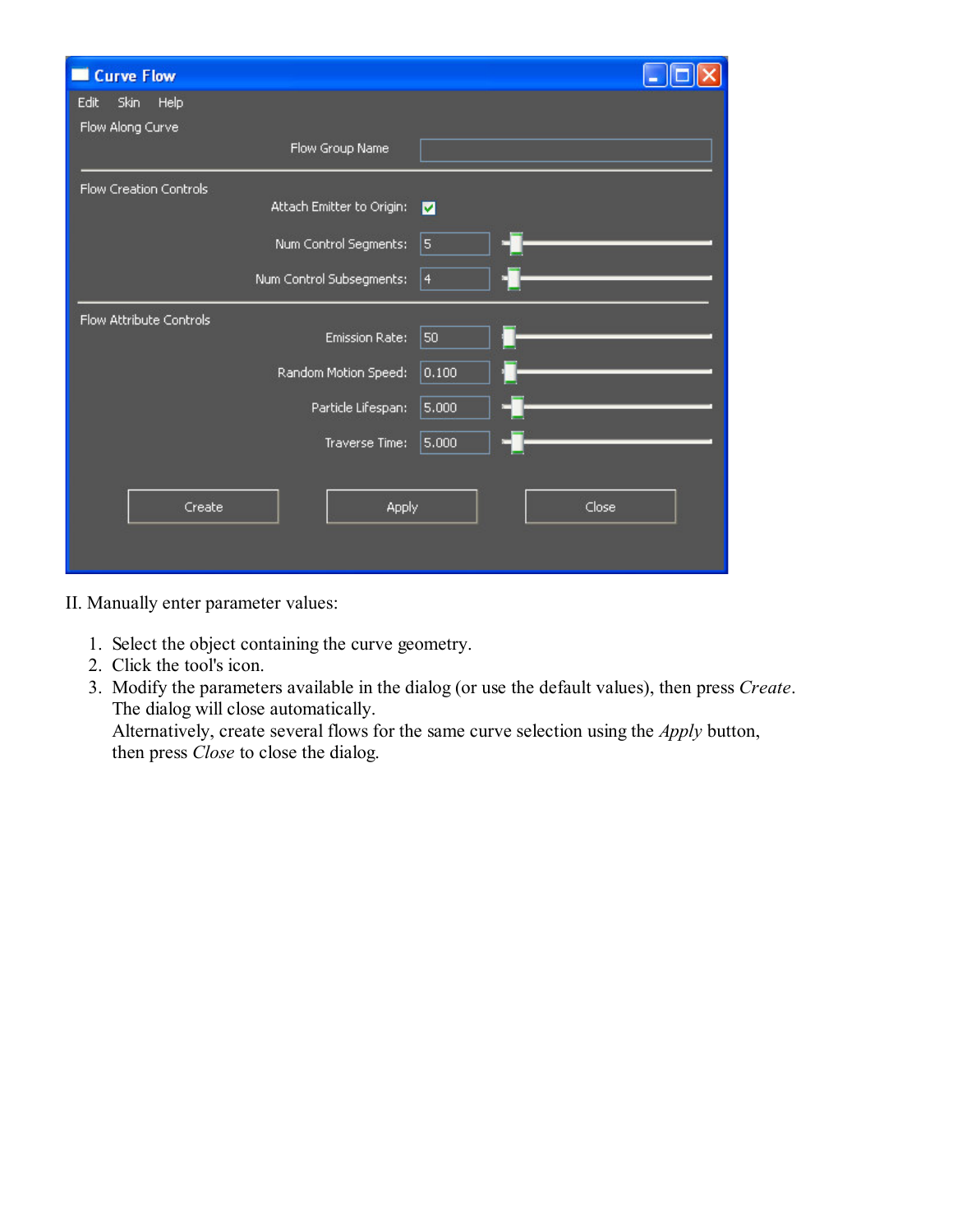II. Manually enter parameter values:

1. Select the object containing the curve geometry.
2. Click the tool's icon.
3. Modify the parameters available in the dialog (or use the default values), then press *Create*. The dialog will close automatically.
   Alternatively, create several flows for the same curve selection using the *Apply* button, then press *Close* to close the dialog.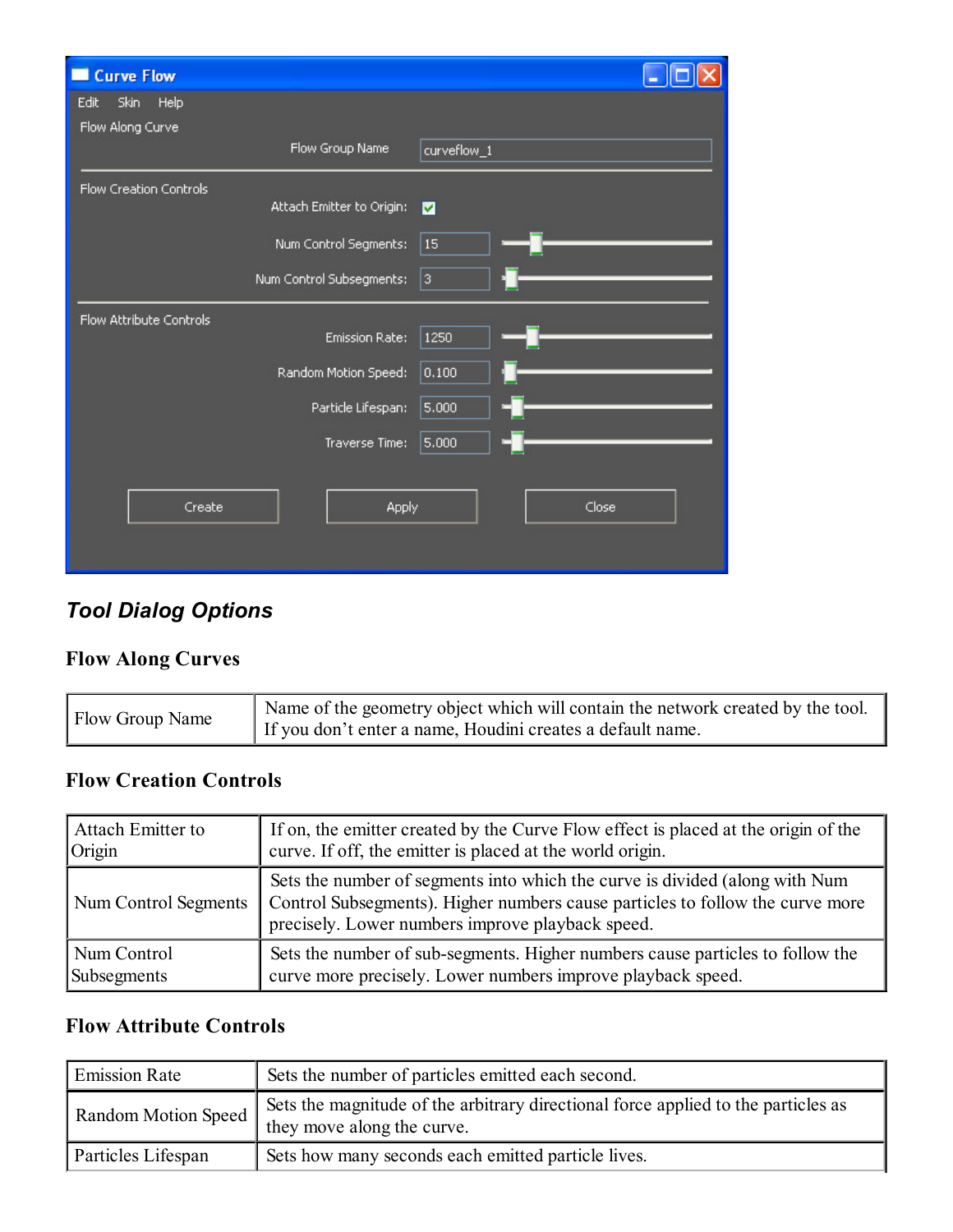## *Tool Dialog Options*

### Flow Along Curves

| | |
|---|---|
| Flow Group Name | Name of the geometry object which will contain the network created by the tool. If you don't enter a name, Houdini creates a default name. |

### Flow Creation Controls

| | |
|---|---|
| Attach Emitter to Origin | If on, the emitter created by the Curve Flow effect is placed at the origin of the curve. If off, the emitter is placed at the world origin. |
| Num Control Segments | Sets the number of segments into which the curve is divided (along with Num Control Subsegments). Higher numbers cause particles to follow the curve more precisely. Lower numbers improve playback speed. |
| Num Control Subsegments | Sets the number of sub-segments. Higher numbers cause particles to follow the curve more precisely. Lower numbers improve playback speed. |

### Flow Attribute Controls

| | |
|---|---|
| Emission Rate | Sets the number of particles emitted each second. |
| Random Motion Speed | Sets the magnitude of the arbitrary directional force applied to the particles as they move along the curve. |
| Particles Lifespan | Sets how many seconds each emitted particle lives. |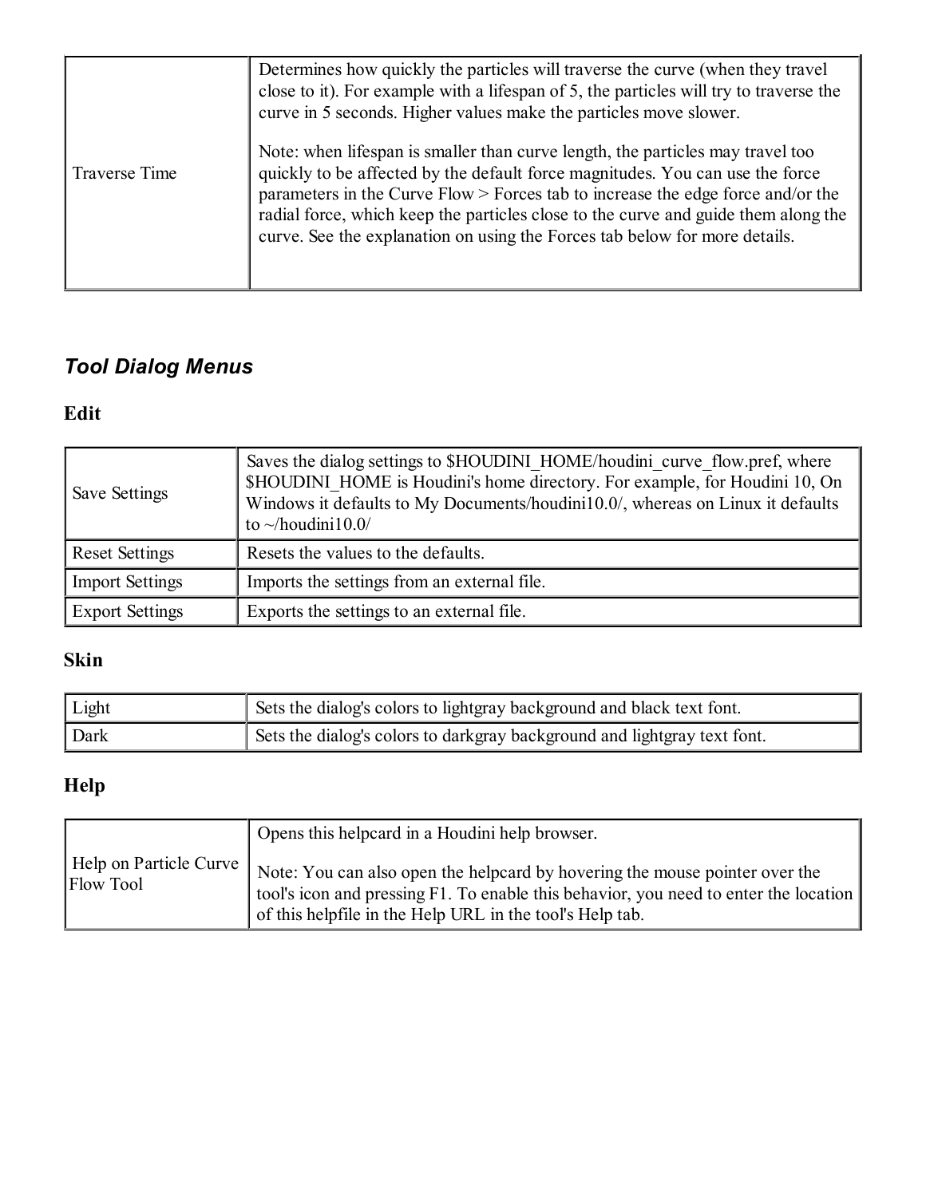| | |
|---|---|
| Traverse Time | Determines how quickly the particles will traverse the curve (when they travel close to it). For example with a lifespan of 5, the particles will try to traverse the curve in 5 seconds. Higher values make the particles move slower.<br><br>Note: when lifespan is smaller than curve length, the particles may travel too quickly to be affected by the default force magnitudes. You can use the force parameters in the Curve Flow > Forces tab to increase the edge force and/or the radial force, which keep the particles close to the curve and guide them along the curve. See the explanation on using the Forces tab below for more details. |

## *Tool Dialog Menus*

### Edit

| | |
|---|---|
| Save Settings | Saves the dialog settings to $HOUDINI_HOME/houdini_curve_flow.pref, where $HOUDINI_HOME is Houdini's home directory. For example, for Houdini 10, On Windows it defaults to My Documents/houdini10.0/, whereas on Linux it defaults to ~/houdini10.0/ |
| Reset Settings | Resets the values to the defaults. |
| Import Settings | Imports the settings from an external file. |
| Export Settings | Exports the settings to an external file. |

### Skin

| | |
|---|---|
| Light | Sets the dialog's colors to lightgray background and black text font. |
| Dark | Sets the dialog's colors to darkgray background and lightgray text font. |

### Help

| | |
|---|---|
| Help on Particle Curve Flow Tool | Opens this helpcard in a Houdini help browser.<br><br>Note: You can also open the helpcard by hovering the mouse pointer over the tool's icon and pressing F1. To enable this behavior, you need to enter the location of this helpfile in the Help URL in the tool's Help tab. |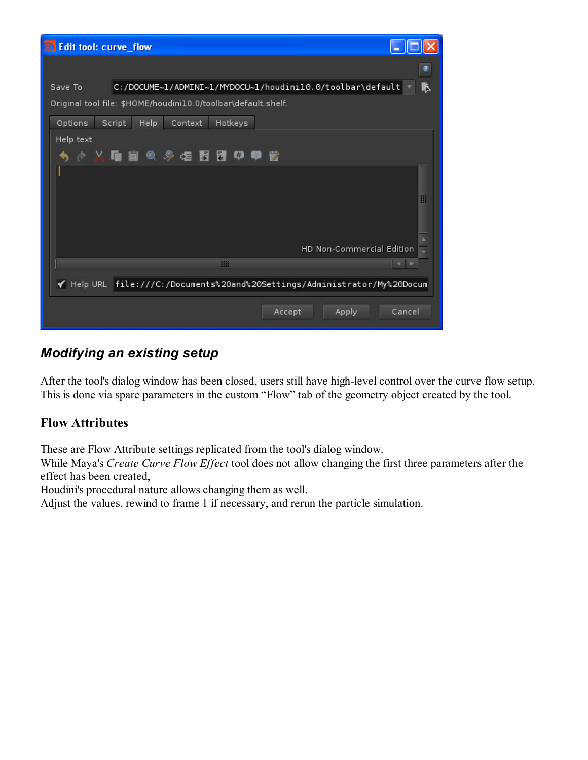## *Modifying an existing setup*

After the tool's dialog window has been closed, users still have high-level control over the curve flow setup. This is done via spare parameters in the custom “Flow” tab of the geometry object created by the tool.

### Flow Attributes

These are Flow Attribute settings replicated from the tool's dialog window.
While Maya's *Create Curve Flow Effect* tool does not allow changing the first three parameters after the effect has been created,
Houdini's procedural nature allows changing them as well.
Adjust the values, rewind to frame 1 if necessary, and rerun the particle simulation.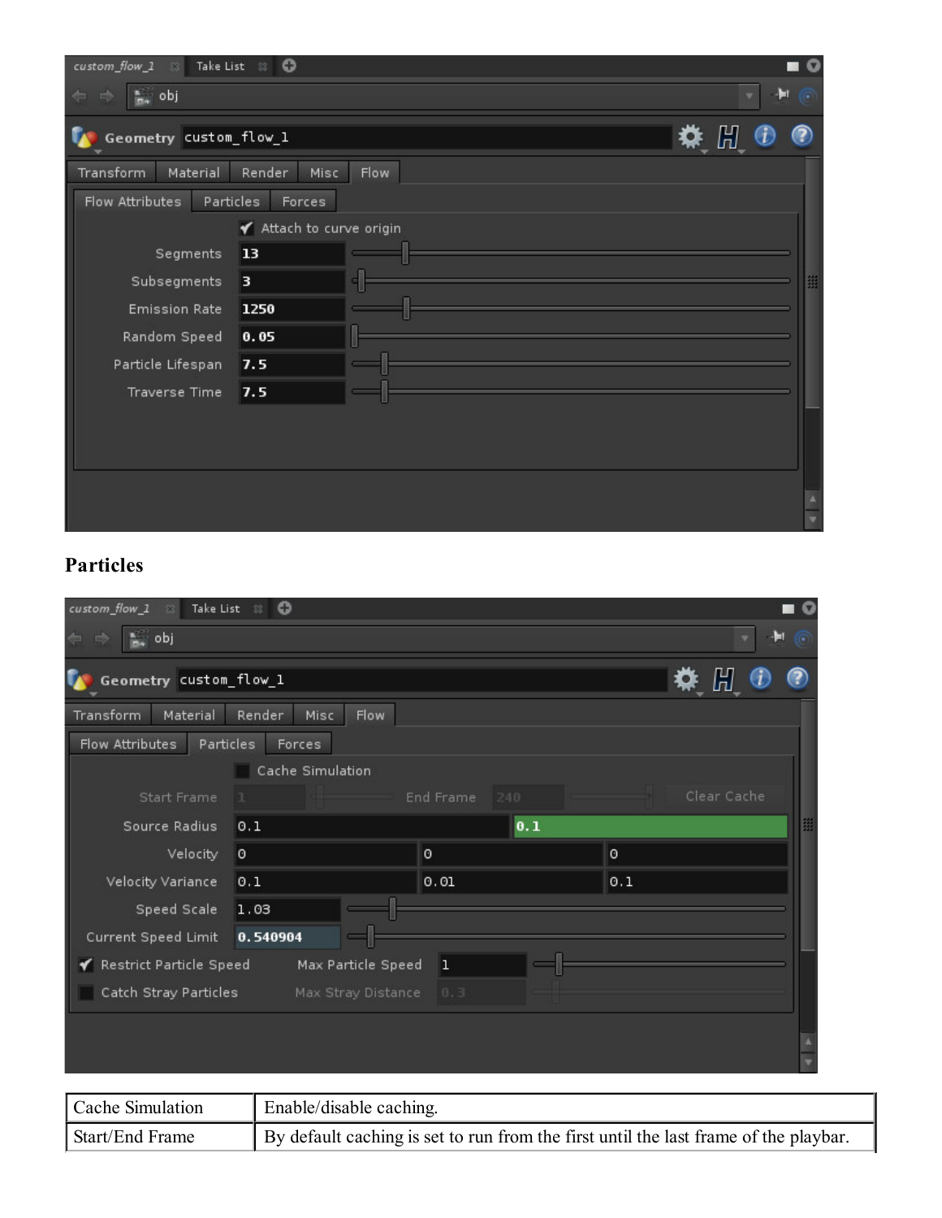## Particles

| Cache Simulation | Enable/disable caching. |
|---|---|
| Start/End Frame | By default caching is set to run from the first until the last frame of the playbar. |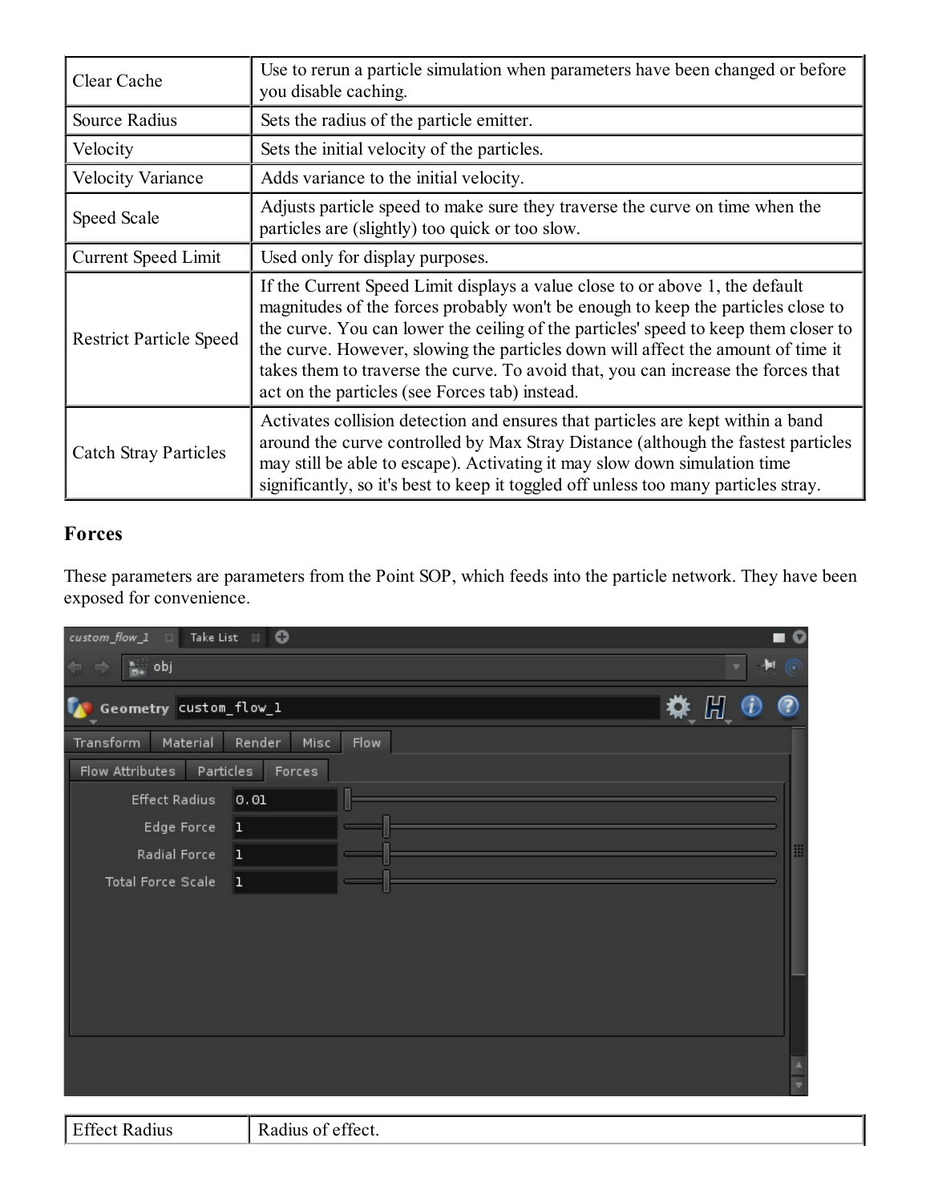| Clear Cache | Use to rerun a particle simulation when parameters have been changed or before you disable caching. |
|---|---|
| Source Radius | Sets the radius of the particle emitter. |
| Velocity | Sets the initial velocity of the particles. |
| Velocity Variance | Adds variance to the initial velocity. |
| Speed Scale | Adjusts particle speed to make sure they traverse the curve on time when the particles are (slightly) too quick or too slow. |
| Current Speed Limit | Used only for display purposes. |
| Restrict Particle Speed | If the Current Speed Limit displays a value close to or above 1, the default magnitudes of the forces probably won't be enough to keep the particles close to the curve. You can lower the ceiling of the particles' speed to keep them closer to the curve. However, slowing the particles down will affect the amount of time it takes them to traverse the curve. To avoid that, you can increase the forces that act on the particles (see Forces tab) instead. |
| Catch Stray Particles | Activates collision detection and ensures that particles are kept within a band around the curve controlled by Max Stray Distance (although the fastest particles may still be able to escape). Activating it may slow down simulation time significantly, so it's best to keep it toggled off unless too many particles stray. |

### Forces

These parameters are parameters from the Point SOP, which feeds into the particle network. They have been exposed for convenience.

| Effect Radius | Radius of effect. |
|---|---|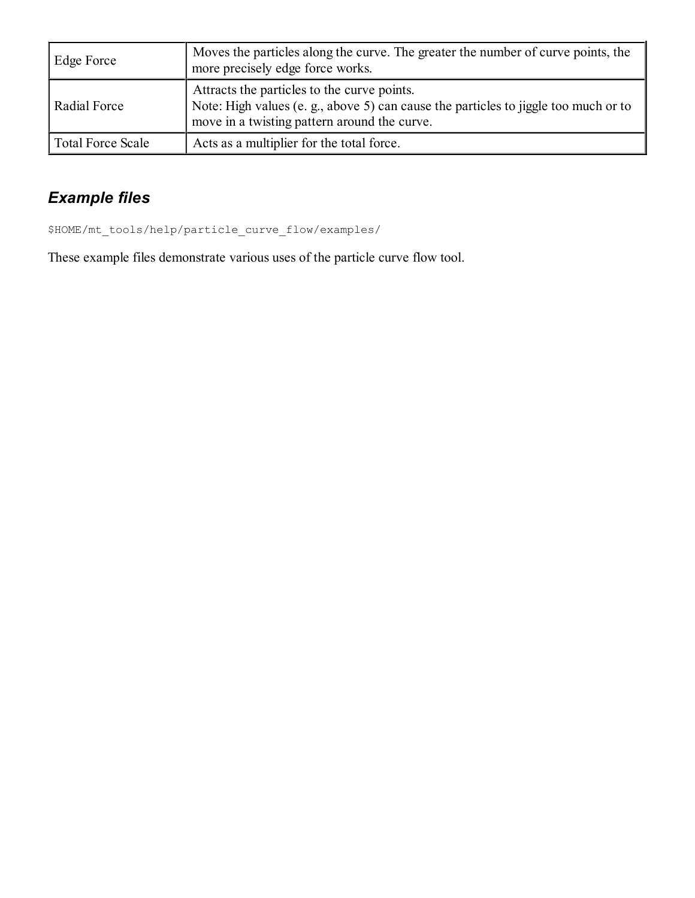| | |
|---|---|
| Edge Force | Moves the particles along the curve. The greater the number of curve points, the more precisely edge force works. |
| Radial Force | Attracts the particles to the curve points.<br>Note: High values (e. g., above 5) can cause the particles to jiggle too much or to move in a twisting pattern around the curve. |
| Total Force Scale | Acts as a multiplier for the total force. |

### *Example files*

```
$HOME/mt_tools/help/particle_curve_flow/examples/
```

These example files demonstrate various uses of the particle curve flow tool.